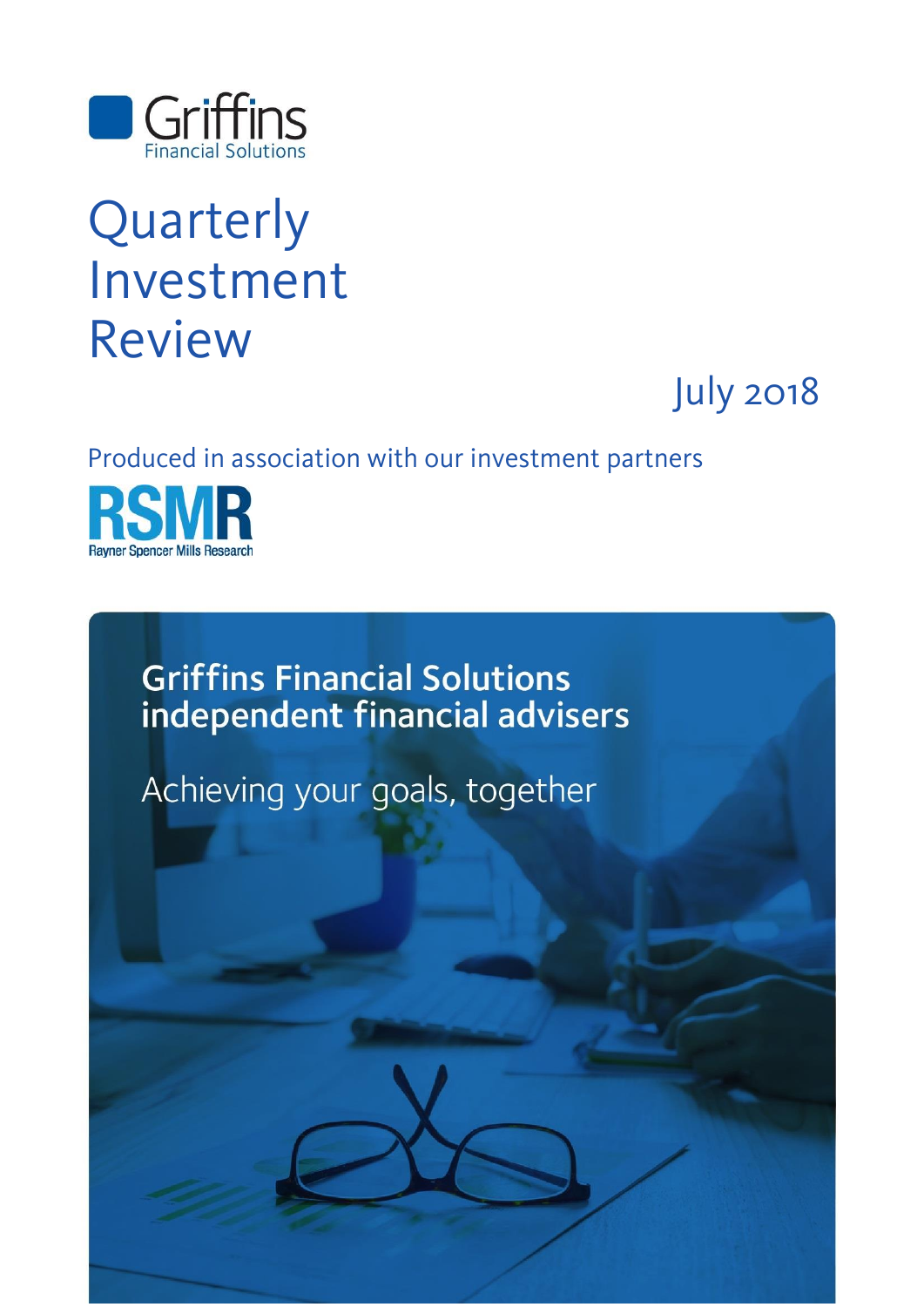Griffins
Financial Solutions

# Quarterly Investment Review

July 2018

Produced in association with our investment partners

RSMR
Rayner Spencer Mills Research

## Griffins Financial Solutions independent financial advisers

Achieving your goals, together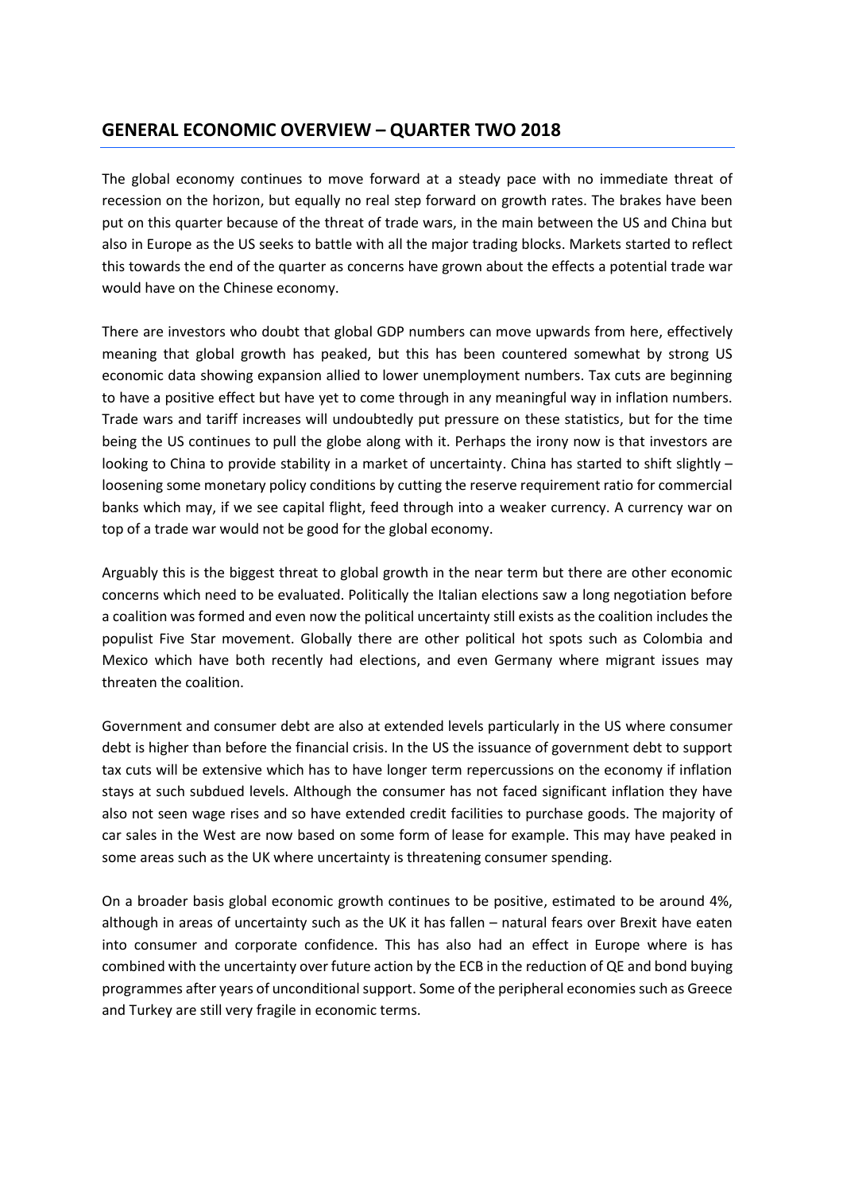## GENERAL ECONOMIC OVERVIEW – QUARTER TWO 2018

The global economy continues to move forward at a steady pace with no immediate threat of recession on the horizon, but equally no real step forward on growth rates. The brakes have been put on this quarter because of the threat of trade wars, in the main between the US and China but also in Europe as the US seeks to battle with all the major trading blocks. Markets started to reflect this towards the end of the quarter as concerns have grown about the effects a potential trade war would have on the Chinese economy.

There are investors who doubt that global GDP numbers can move upwards from here, effectively meaning that global growth has peaked, but this has been countered somewhat by strong US economic data showing expansion allied to lower unemployment numbers. Tax cuts are beginning to have a positive effect but have yet to come through in any meaningful way in inflation numbers. Trade wars and tariff increases will undoubtedly put pressure on these statistics, but for the time being the US continues to pull the globe along with it. Perhaps the irony now is that investors are looking to China to provide stability in a market of uncertainty. China has started to shift slightly – loosening some monetary policy conditions by cutting the reserve requirement ratio for commercial banks which may, if we see capital flight, feed through into a weaker currency. A currency war on top of a trade war would not be good for the global economy.

Arguably this is the biggest threat to global growth in the near term but there are other economic concerns which need to be evaluated. Politically the Italian elections saw a long negotiation before a coalition was formed and even now the political uncertainty still exists as the coalition includes the populist Five Star movement. Globally there are other political hot spots such as Colombia and Mexico which have both recently had elections, and even Germany where migrant issues may threaten the coalition.

Government and consumer debt are also at extended levels particularly in the US where consumer debt is higher than before the financial crisis. In the US the issuance of government debt to support tax cuts will be extensive which has to have longer term repercussions on the economy if inflation stays at such subdued levels. Although the consumer has not faced significant inflation they have also not seen wage rises and so have extended credit facilities to purchase goods. The majority of car sales in the West are now based on some form of lease for example. This may have peaked in some areas such as the UK where uncertainty is threatening consumer spending.

On a broader basis global economic growth continues to be positive, estimated to be around 4%, although in areas of uncertainty such as the UK it has fallen – natural fears over Brexit have eaten into consumer and corporate confidence. This has also had an effect in Europe where is has combined with the uncertainty over future action by the ECB in the reduction of QE and bond buying programmes after years of unconditional support. Some of the peripheral economies such as Greece and Turkey are still very fragile in economic terms.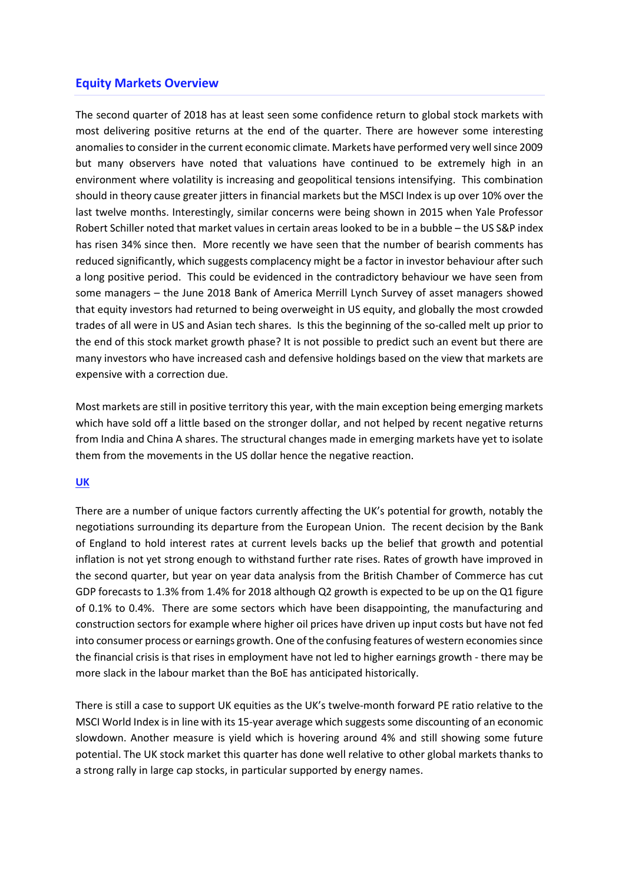## Equity Markets Overview

The second quarter of 2018 has at least seen some confidence return to global stock markets with most delivering positive returns at the end of the quarter. There are however some interesting anomalies to consider in the current economic climate. Markets have performed very well since 2009 but many observers have noted that valuations have continued to be extremely high in an environment where volatility is increasing and geopolitical tensions intensifying. This combination should in theory cause greater jitters in financial markets but the MSCI Index is up over 10% over the last twelve months. Interestingly, similar concerns were being shown in 2015 when Yale Professor Robert Schiller noted that market values in certain areas looked to be in a bubble – the US S&P index has risen 34% since then. More recently we have seen that the number of bearish comments has reduced significantly, which suggests complacency might be a factor in investor behaviour after such a long positive period. This could be evidenced in the contradictory behaviour we have seen from some managers – the June 2018 Bank of America Merrill Lynch Survey of asset managers showed that equity investors had returned to being overweight in US equity, and globally the most crowded trades of all were in US and Asian tech shares. Is this the beginning of the so-called melt up prior to the end of this stock market growth phase? It is not possible to predict such an event but there are many investors who have increased cash and defensive holdings based on the view that markets are expensive with a correction due.

Most markets are still in positive territory this year, with the main exception being emerging markets which have sold off a little based on the stronger dollar, and not helped by recent negative returns from India and China A shares. The structural changes made in emerging markets have yet to isolate them from the movements in the US dollar hence the negative reaction.

### UK

There are a number of unique factors currently affecting the UK's potential for growth, notably the negotiations surrounding its departure from the European Union. The recent decision by the Bank of England to hold interest rates at current levels backs up the belief that growth and potential inflation is not yet strong enough to withstand further rate rises. Rates of growth have improved in the second quarter, but year on year data analysis from the British Chamber of Commerce has cut GDP forecasts to 1.3% from 1.4% for 2018 although Q2 growth is expected to be up on the Q1 figure of 0.1% to 0.4%. There are some sectors which have been disappointing, the manufacturing and construction sectors for example where higher oil prices have driven up input costs but have not fed into consumer process or earnings growth. One of the confusing features of western economies since the financial crisis is that rises in employment have not led to higher earnings growth - there may be more slack in the labour market than the BoE has anticipated historically.

There is still a case to support UK equities as the UK's twelve-month forward PE ratio relative to the MSCI World Index is in line with its 15-year average which suggests some discounting of an economic slowdown. Another measure is yield which is hovering around 4% and still showing some future potential. The UK stock market this quarter has done well relative to other global markets thanks to a strong rally in large cap stocks, in particular supported by energy names.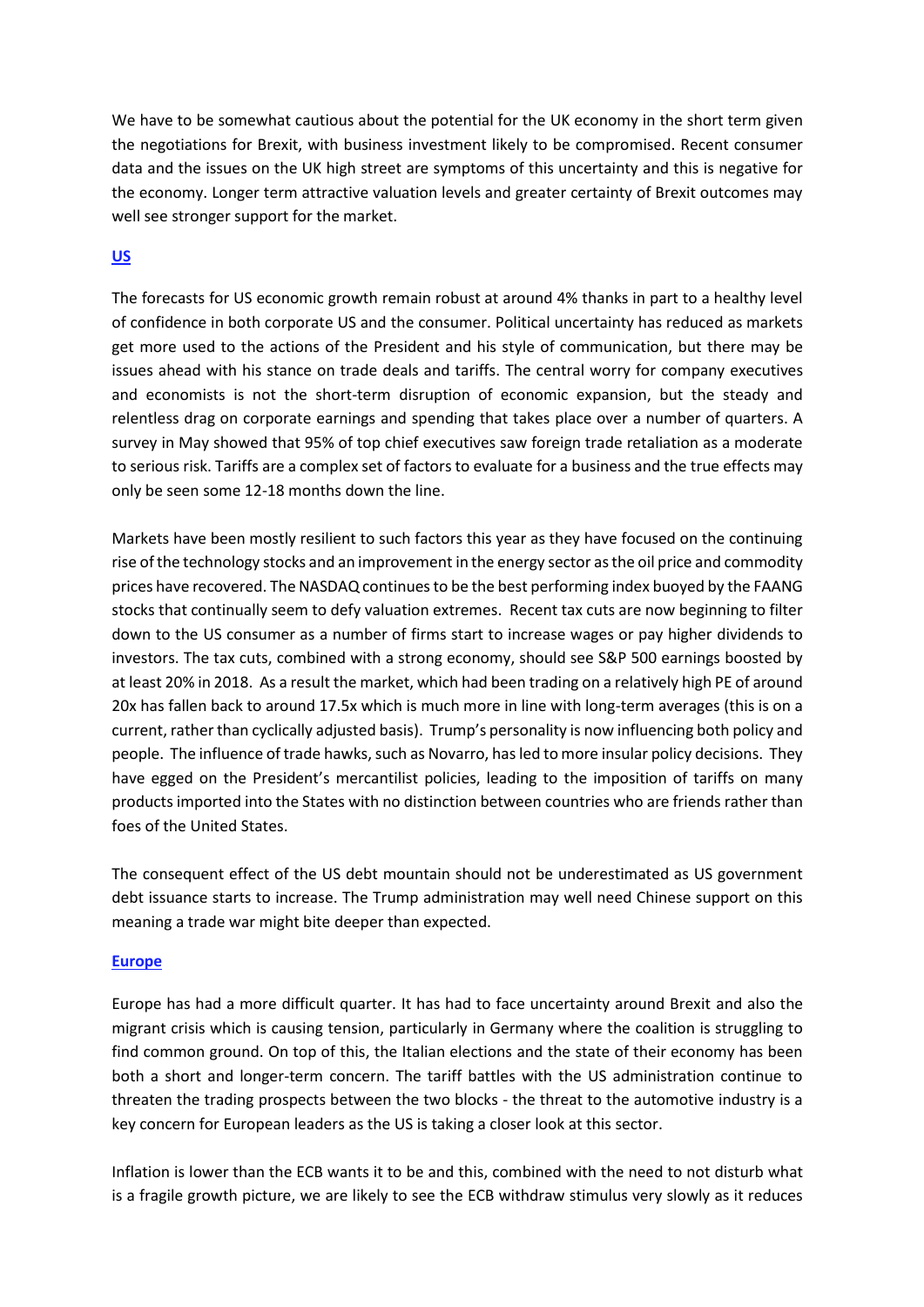We have to be somewhat cautious about the potential for the UK economy in the short term given the negotiations for Brexit, with business investment likely to be compromised. Recent consumer data and the issues on the UK high street are symptoms of this uncertainty and this is negative for the economy. Longer term attractive valuation levels and greater certainty of Brexit outcomes may well see stronger support for the market.

## US

The forecasts for US economic growth remain robust at around 4% thanks in part to a healthy level of confidence in both corporate US and the consumer. Political uncertainty has reduced as markets get more used to the actions of the President and his style of communication, but there may be issues ahead with his stance on trade deals and tariffs. The central worry for company executives and economists is not the short-term disruption of economic expansion, but the steady and relentless drag on corporate earnings and spending that takes place over a number of quarters. A survey in May showed that 95% of top chief executives saw foreign trade retaliation as a moderate to serious risk. Tariffs are a complex set of factors to evaluate for a business and the true effects may only be seen some 12-18 months down the line.

Markets have been mostly resilient to such factors this year as they have focused on the continuing rise of the technology stocks and an improvement in the energy sector as the oil price and commodity prices have recovered. The NASDAQ continues to be the best performing index buoyed by the FAANG stocks that continually seem to defy valuation extremes. Recent tax cuts are now beginning to filter down to the US consumer as a number of firms start to increase wages or pay higher dividends to investors. The tax cuts, combined with a strong economy, should see S&P 500 earnings boosted by at least 20% in 2018. As a result the market, which had been trading on a relatively high PE of around 20x has fallen back to around 17.5x which is much more in line with long-term averages (this is on a current, rather than cyclically adjusted basis). Trump's personality is now influencing both policy and people. The influence of trade hawks, such as Novarro, has led to more insular policy decisions. They have egged on the President's mercantilist policies, leading to the imposition of tariffs on many products imported into the States with no distinction between countries who are friends rather than foes of the United States.

The consequent effect of the US debt mountain should not be underestimated as US government debt issuance starts to increase. The Trump administration may well need Chinese support on this meaning a trade war might bite deeper than expected.

## Europe

Europe has had a more difficult quarter. It has had to face uncertainty around Brexit and also the migrant crisis which is causing tension, particularly in Germany where the coalition is struggling to find common ground. On top of this, the Italian elections and the state of their economy has been both a short and longer-term concern. The tariff battles with the US administration continue to threaten the trading prospects between the two blocks - the threat to the automotive industry is a key concern for European leaders as the US is taking a closer look at this sector.

Inflation is lower than the ECB wants it to be and this, combined with the need to not disturb what is a fragile growth picture, we are likely to see the ECB withdraw stimulus very slowly as it reduces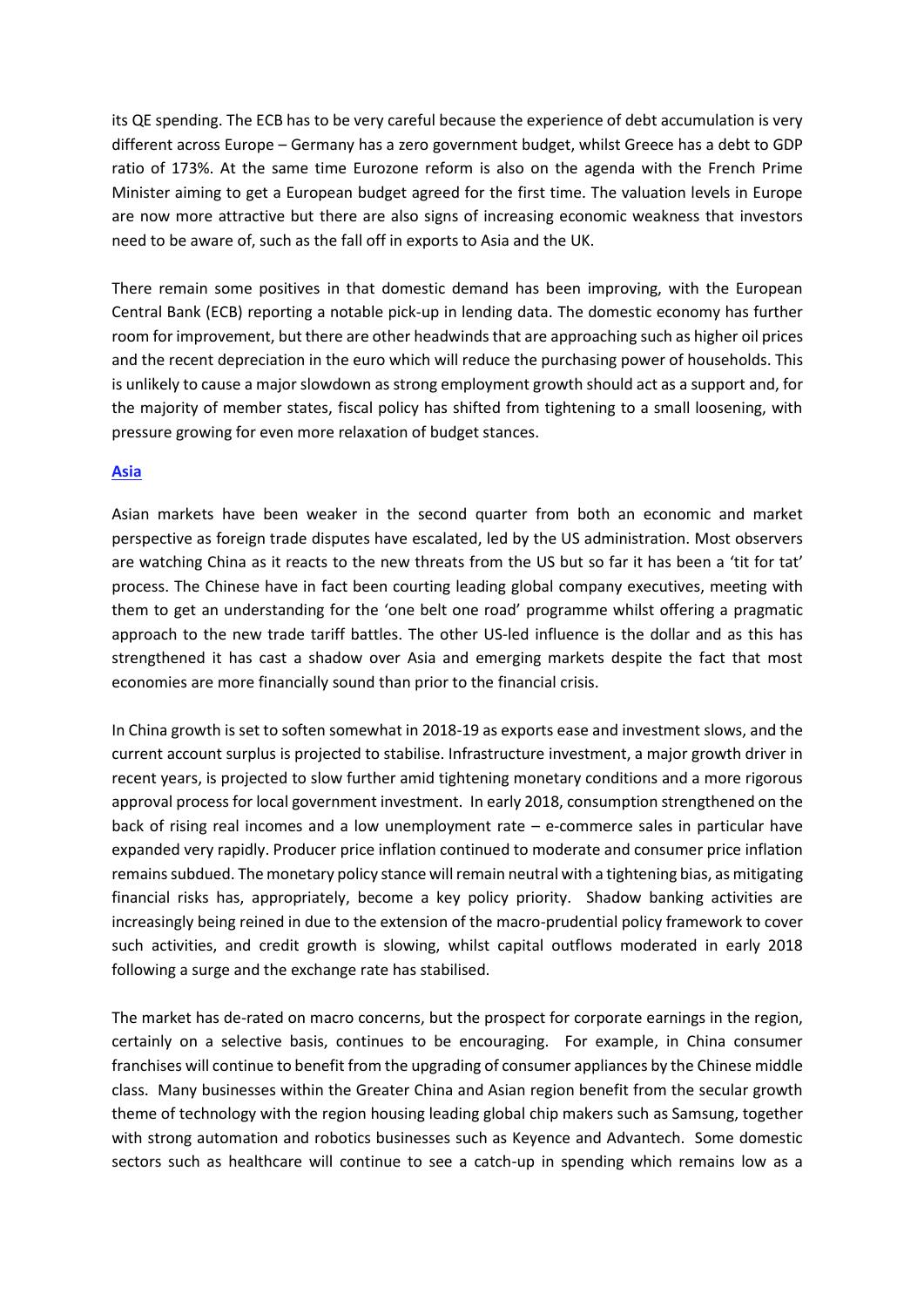its QE spending. The ECB has to be very careful because the experience of debt accumulation is very different across Europe – Germany has a zero government budget, whilst Greece has a debt to GDP ratio of 173%. At the same time Eurozone reform is also on the agenda with the French Prime Minister aiming to get a European budget agreed for the first time. The valuation levels in Europe are now more attractive but there are also signs of increasing economic weakness that investors need to be aware of, such as the fall off in exports to Asia and the UK.

There remain some positives in that domestic demand has been improving, with the European Central Bank (ECB) reporting a notable pick-up in lending data. The domestic economy has further room for improvement, but there are other headwinds that are approaching such as higher oil prices and the recent depreciation in the euro which will reduce the purchasing power of households. This is unlikely to cause a major slowdown as strong employment growth should act as a support and, for the majority of member states, fiscal policy has shifted from tightening to a small loosening, with pressure growing for even more relaxation of budget stances.

## Asia

Asian markets have been weaker in the second quarter from both an economic and market perspective as foreign trade disputes have escalated, led by the US administration. Most observers are watching China as it reacts to the new threats from the US but so far it has been a 'tit for tat' process. The Chinese have in fact been courting leading global company executives, meeting with them to get an understanding for the 'one belt one road' programme whilst offering a pragmatic approach to the new trade tariff battles. The other US-led influence is the dollar and as this has strengthened it has cast a shadow over Asia and emerging markets despite the fact that most economies are more financially sound than prior to the financial crisis.

In China growth is set to soften somewhat in 2018-19 as exports ease and investment slows, and the current account surplus is projected to stabilise. Infrastructure investment, a major growth driver in recent years, is projected to slow further amid tightening monetary conditions and a more rigorous approval process for local government investment. In early 2018, consumption strengthened on the back of rising real incomes and a low unemployment rate – e-commerce sales in particular have expanded very rapidly. Producer price inflation continued to moderate and consumer price inflation remains subdued. The monetary policy stance will remain neutral with a tightening bias, as mitigating financial risks has, appropriately, become a key policy priority. Shadow banking activities are increasingly being reined in due to the extension of the macro-prudential policy framework to cover such activities, and credit growth is slowing, whilst capital outflows moderated in early 2018 following a surge and the exchange rate has stabilised.

The market has de-rated on macro concerns, but the prospect for corporate earnings in the region, certainly on a selective basis, continues to be encouraging. For example, in China consumer franchises will continue to benefit from the upgrading of consumer appliances by the Chinese middle class. Many businesses within the Greater China and Asian region benefit from the secular growth theme of technology with the region housing leading global chip makers such as Samsung, together with strong automation and robotics businesses such as Keyence and Advantech. Some domestic sectors such as healthcare will continue to see a catch-up in spending which remains low as a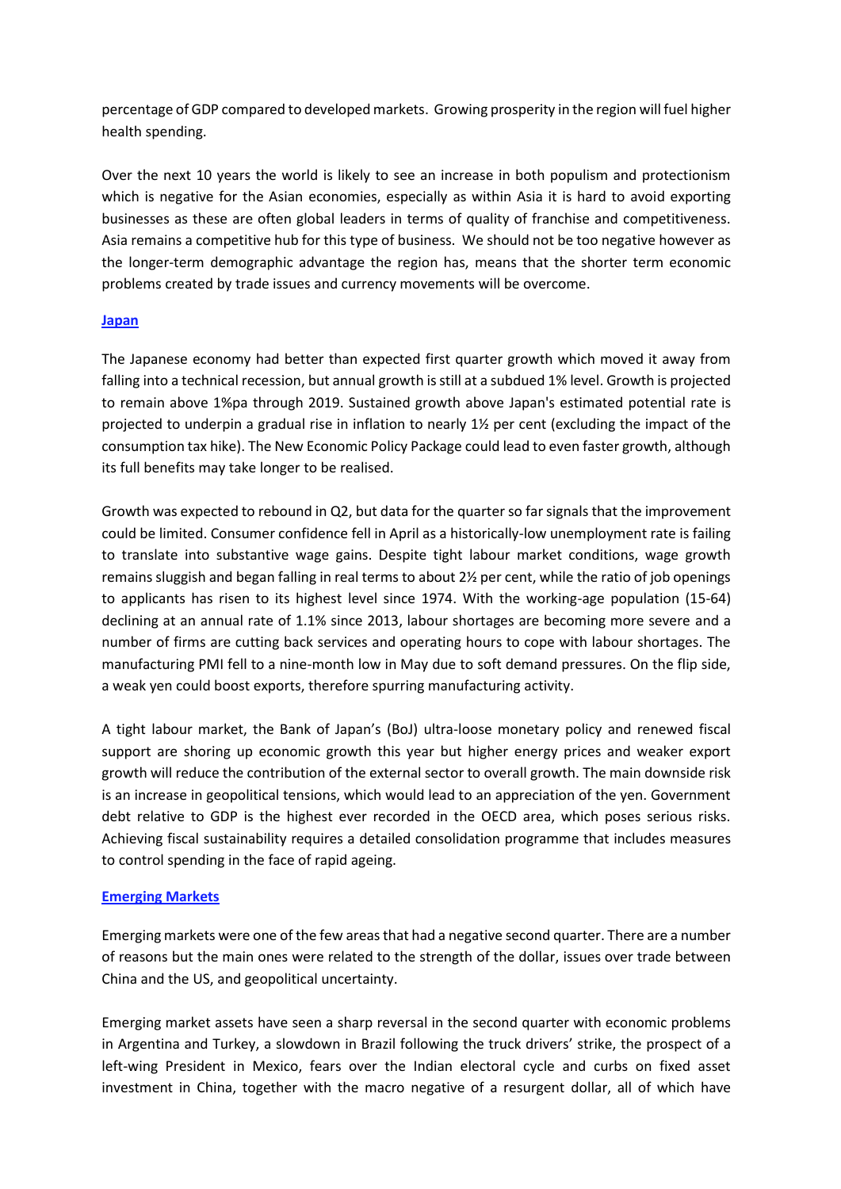percentage of GDP compared to developed markets. Growing prosperity in the region will fuel higher health spending.

Over the next 10 years the world is likely to see an increase in both populism and protectionism which is negative for the Asian economies, especially as within Asia it is hard to avoid exporting businesses as these are often global leaders in terms of quality of franchise and competitiveness. Asia remains a competitive hub for this type of business. We should not be too negative however as the longer-term demographic advantage the region has, means that the shorter term economic problems created by trade issues and currency movements will be overcome.

## Japan

The Japanese economy had better than expected first quarter growth which moved it away from falling into a technical recession, but annual growth is still at a subdued 1% level. Growth is projected to remain above 1%pa through 2019. Sustained growth above Japan's estimated potential rate is projected to underpin a gradual rise in inflation to nearly 1½ per cent (excluding the impact of the consumption tax hike). The New Economic Policy Package could lead to even faster growth, although its full benefits may take longer to be realised.

Growth was expected to rebound in Q2, but data for the quarter so far signals that the improvement could be limited. Consumer confidence fell in April as a historically-low unemployment rate is failing to translate into substantive wage gains. Despite tight labour market conditions, wage growth remains sluggish and began falling in real terms to about 2½ per cent, while the ratio of job openings to applicants has risen to its highest level since 1974. With the working-age population (15-64) declining at an annual rate of 1.1% since 2013, labour shortages are becoming more severe and a number of firms are cutting back services and operating hours to cope with labour shortages. The manufacturing PMI fell to a nine-month low in May due to soft demand pressures. On the flip side, a weak yen could boost exports, therefore spurring manufacturing activity.

A tight labour market, the Bank of Japan's (BoJ) ultra-loose monetary policy and renewed fiscal support are shoring up economic growth this year but higher energy prices and weaker export growth will reduce the contribution of the external sector to overall growth. The main downside risk is an increase in geopolitical tensions, which would lead to an appreciation of the yen. Government debt relative to GDP is the highest ever recorded in the OECD area, which poses serious risks. Achieving fiscal sustainability requires a detailed consolidation programme that includes measures to control spending in the face of rapid ageing.

## Emerging Markets

Emerging markets were one of the few areas that had a negative second quarter. There are a number of reasons but the main ones were related to the strength of the dollar, issues over trade between China and the US, and geopolitical uncertainty.

Emerging market assets have seen a sharp reversal in the second quarter with economic problems in Argentina and Turkey, a slowdown in Brazil following the truck drivers' strike, the prospect of a left-wing President in Mexico, fears over the Indian electoral cycle and curbs on fixed asset investment in China, together with the macro negative of a resurgent dollar, all of which have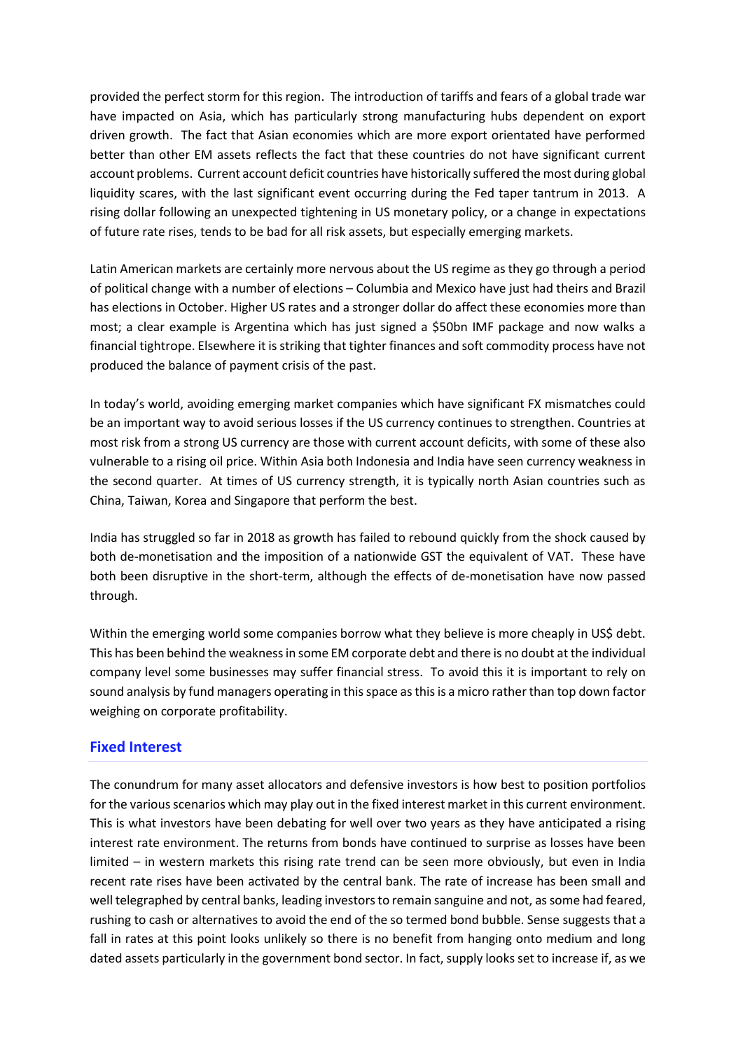provided the perfect storm for this region. The introduction of tariffs and fears of a global trade war have impacted on Asia, which has particularly strong manufacturing hubs dependent on export driven growth. The fact that Asian economies which are more export orientated have performed better than other EM assets reflects the fact that these countries do not have significant current account problems. Current account deficit countries have historically suffered the most during global liquidity scares, with the last significant event occurring during the Fed taper tantrum in 2013. A rising dollar following an unexpected tightening in US monetary policy, or a change in expectations of future rate rises, tends to be bad for all risk assets, but especially emerging markets.

Latin American markets are certainly more nervous about the US regime as they go through a period of political change with a number of elections – Columbia and Mexico have just had theirs and Brazil has elections in October. Higher US rates and a stronger dollar do affect these economies more than most; a clear example is Argentina which has just signed a $50bn IMF package and now walks a financial tightrope. Elsewhere it is striking that tighter finances and soft commodity process have not produced the balance of payment crisis of the past.

In today's world, avoiding emerging market companies which have significant FX mismatches could be an important way to avoid serious losses if the US currency continues to strengthen. Countries at most risk from a strong US currency are those with current account deficits, with some of these also vulnerable to a rising oil price. Within Asia both Indonesia and India have seen currency weakness in the second quarter. At times of US currency strength, it is typically north Asian countries such as China, Taiwan, Korea and Singapore that perform the best.

India has struggled so far in 2018 as growth has failed to rebound quickly from the shock caused by both de-monetisation and the imposition of a nationwide GST the equivalent of VAT. These have both been disruptive in the short-term, although the effects of de-monetisation have now passed through.

Within the emerging world some companies borrow what they believe is more cheaply in US$ debt. This has been behind the weakness in some EM corporate debt and there is no doubt at the individual company level some businesses may suffer financial stress. To avoid this it is important to rely on sound analysis by fund managers operating in this space as this is a micro rather than top down factor weighing on corporate profitability.

## Fixed Interest

The conundrum for many asset allocators and defensive investors is how best to position portfolios for the various scenarios which may play out in the fixed interest market in this current environment. This is what investors have been debating for well over two years as they have anticipated a rising interest rate environment. The returns from bonds have continued to surprise as losses have been limited – in western markets this rising rate trend can be seen more obviously, but even in India recent rate rises have been activated by the central bank. The rate of increase has been small and well telegraphed by central banks, leading investors to remain sanguine and not, as some had feared, rushing to cash or alternatives to avoid the end of the so termed bond bubble. Sense suggests that a fall in rates at this point looks unlikely so there is no benefit from hanging onto medium and long dated assets particularly in the government bond sector. In fact, supply looks set to increase if, as we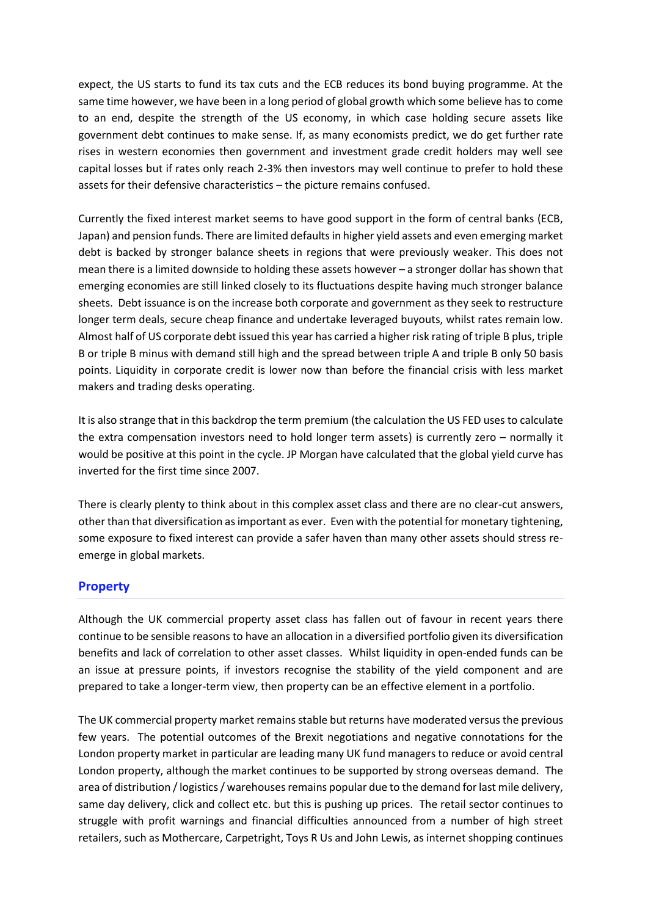expect, the US starts to fund its tax cuts and the ECB reduces its bond buying programme. At the same time however, we have been in a long period of global growth which some believe has to come to an end, despite the strength of the US economy, in which case holding secure assets like government debt continues to make sense. If, as many economists predict, we do get further rate rises in western economies then government and investment grade credit holders may well see capital losses but if rates only reach 2-3% then investors may well continue to prefer to hold these assets for their defensive characteristics – the picture remains confused.

Currently the fixed interest market seems to have good support in the form of central banks (ECB, Japan) and pension funds. There are limited defaults in higher yield assets and even emerging market debt is backed by stronger balance sheets in regions that were previously weaker. This does not mean there is a limited downside to holding these assets however – a stronger dollar has shown that emerging economies are still linked closely to its fluctuations despite having much stronger balance sheets. Debt issuance is on the increase both corporate and government as they seek to restructure longer term deals, secure cheap finance and undertake leveraged buyouts, whilst rates remain low. Almost half of US corporate debt issued this year has carried a higher risk rating of triple B plus, triple B or triple B minus with demand still high and the spread between triple A and triple B only 50 basis points. Liquidity in corporate credit is lower now than before the financial crisis with less market makers and trading desks operating.

It is also strange that in this backdrop the term premium (the calculation the US FED uses to calculate the extra compensation investors need to hold longer term assets) is currently zero – normally it would be positive at this point in the cycle. JP Morgan have calculated that the global yield curve has inverted for the first time since 2007.

There is clearly plenty to think about in this complex asset class and there are no clear-cut answers, other than that diversification as important as ever. Even with the potential for monetary tightening, some exposure to fixed interest can provide a safer haven than many other assets should stress re-emerge in global markets.

## Property

Although the UK commercial property asset class has fallen out of favour in recent years there continue to be sensible reasons to have an allocation in a diversified portfolio given its diversification benefits and lack of correlation to other asset classes. Whilst liquidity in open-ended funds can be an issue at pressure points, if investors recognise the stability of the yield component and are prepared to take a longer-term view, then property can be an effective element in a portfolio.

The UK commercial property market remains stable but returns have moderated versus the previous few years. The potential outcomes of the Brexit negotiations and negative connotations for the London property market in particular are leading many UK fund managers to reduce or avoid central London property, although the market continues to be supported by strong overseas demand. The area of distribution / logistics / warehouses remains popular due to the demand for last mile delivery, same day delivery, click and collect etc. but this is pushing up prices. The retail sector continues to struggle with profit warnings and financial difficulties announced from a number of high street retailers, such as Mothercare, Carpetright, Toys R Us and John Lewis, as internet shopping continues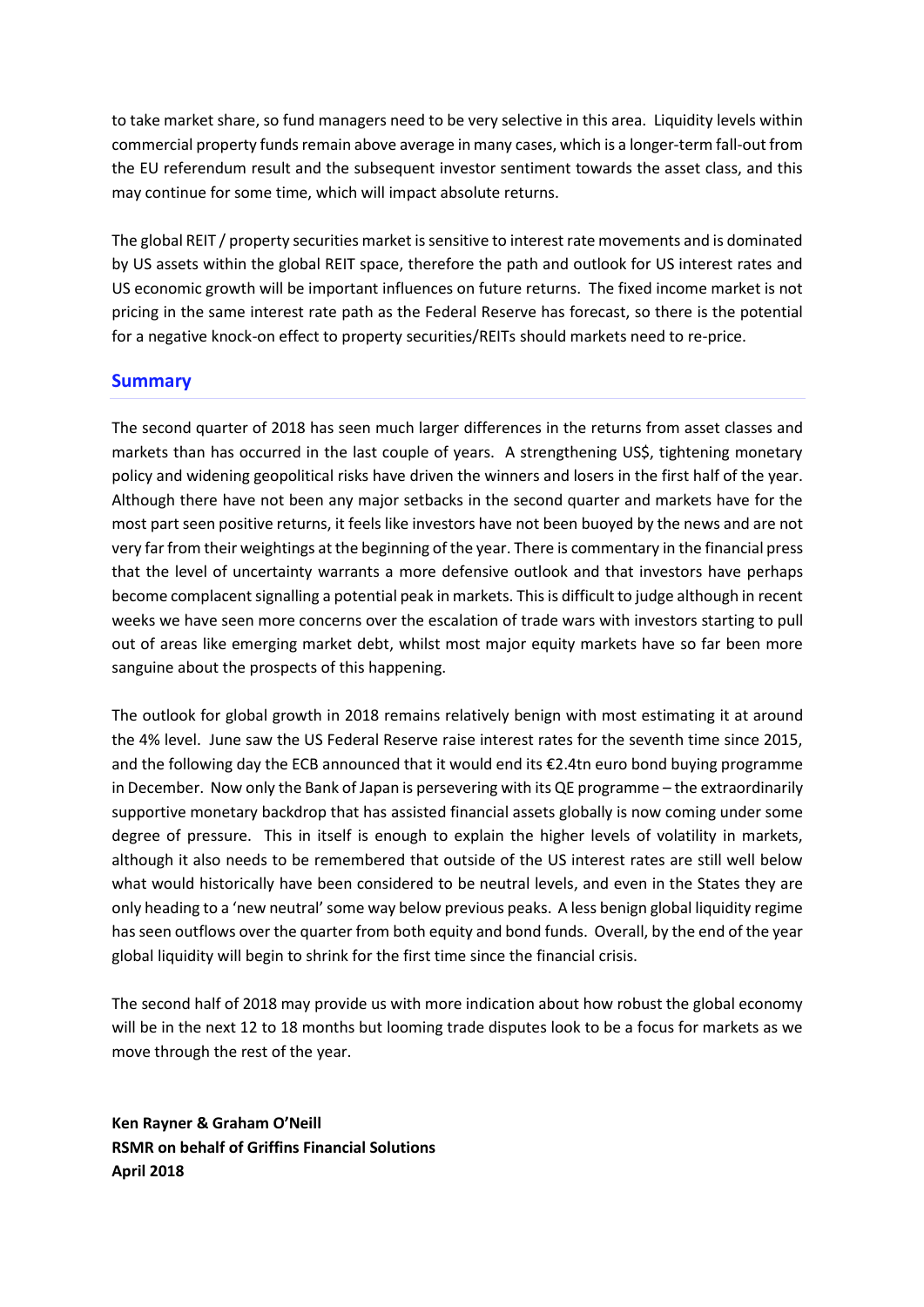to take market share, so fund managers need to be very selective in this area. Liquidity levels within commercial property funds remain above average in many cases, which is a longer-term fall-out from the EU referendum result and the subsequent investor sentiment towards the asset class, and this may continue for some time, which will impact absolute returns.

The global REIT / property securities market is sensitive to interest rate movements and is dominated by US assets within the global REIT space, therefore the path and outlook for US interest rates and US economic growth will be important influences on future returns. The fixed income market is not pricing in the same interest rate path as the Federal Reserve has forecast, so there is the potential for a negative knock-on effect to property securities/REITs should markets need to re-price.

## Summary

The second quarter of 2018 has seen much larger differences in the returns from asset classes and markets than has occurred in the last couple of years. A strengthening US$, tightening monetary policy and widening geopolitical risks have driven the winners and losers in the first half of the year. Although there have not been any major setbacks in the second quarter and markets have for the most part seen positive returns, it feels like investors have not been buoyed by the news and are not very far from their weightings at the beginning of the year. There is commentary in the financial press that the level of uncertainty warrants a more defensive outlook and that investors have perhaps become complacent signalling a potential peak in markets. This is difficult to judge although in recent weeks we have seen more concerns over the escalation of trade wars with investors starting to pull out of areas like emerging market debt, whilst most major equity markets have so far been more sanguine about the prospects of this happening.

The outlook for global growth in 2018 remains relatively benign with most estimating it at around the 4% level. June saw the US Federal Reserve raise interest rates for the seventh time since 2015, and the following day the ECB announced that it would end its €2.4tn euro bond buying programme in December. Now only the Bank of Japan is persevering with its QE programme – the extraordinarily supportive monetary backdrop that has assisted financial assets globally is now coming under some degree of pressure. This in itself is enough to explain the higher levels of volatility in markets, although it also needs to be remembered that outside of the US interest rates are still well below what would historically have been considered to be neutral levels, and even in the States they are only heading to a 'new neutral' some way below previous peaks. A less benign global liquidity regime has seen outflows over the quarter from both equity and bond funds. Overall, by the end of the year global liquidity will begin to shrink for the first time since the financial crisis.

The second half of 2018 may provide us with more indication about how robust the global economy will be in the next 12 to 18 months but looming trade disputes look to be a focus for markets as we move through the rest of the year.

**Ken Rayner & Graham O'Neill**
**RSMR on behalf of Griffins Financial Solutions**
**April 2018**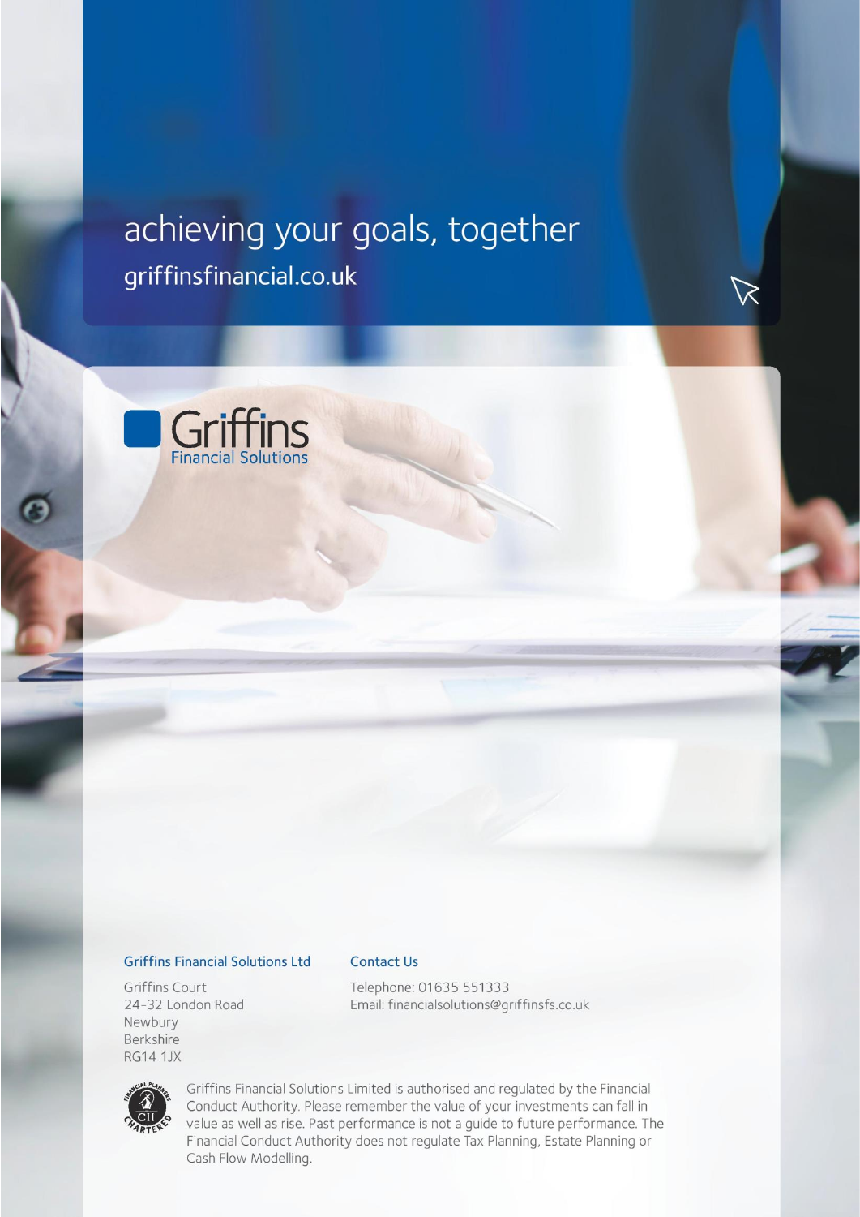achieving your goals, together

griffinsfinancial.co.uk

Griffins
Financial Solutions

**Griffins Financial Solutions Ltd**

Griffins Court
24-32 London Road
Newbury
Berkshire
RG14 1JX

**Contact Us**

Telephone: 01635 551333
Email: financialsolutions@griffinsfs.co.uk

Griffins Financial Solutions Limited is authorised and regulated by the Financial Conduct Authority. Please remember the value of your investments can fall in value as well as rise. Past performance is not a guide to future performance. The Financial Conduct Authority does not regulate Tax Planning, Estate Planning or Cash Flow Modelling.